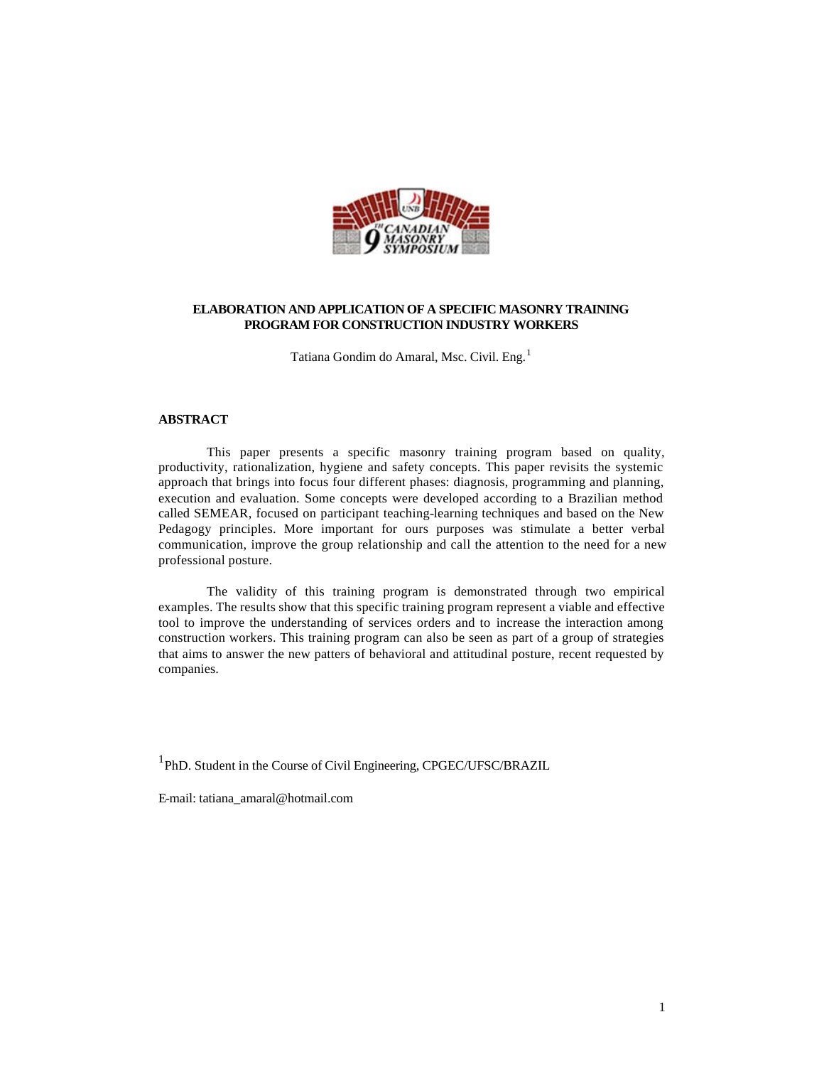# ELABORATION AND APPLICATION OF A SPECIFIC MASONRY TRAINING PROGRAM FOR CONSTRUCTION INDUSTRY WORKERS

Tatiana Gondim do Amaral, Msc. Civil. Eng.[1]

## ABSTRACT

This paper presents a specific masonry training program based on quality, productivity, rationalization, hygiene and safety concepts. This paper revisits the systemic approach that brings into focus four different phases: diagnosis, programming and planning, execution and evaluation. Some concepts were developed according to a Brazilian method called SEMEAR, focused on participant teaching-learning techniques and based on the New Pedagogy principles. More important for ours purposes was stimulate a better verbal communication, improve the group relationship and call the attention to the need for a new professional posture.

The validity of this training program is demonstrated through two empirical examples. The results show that this specific training program represent a viable and effective tool to improve the understanding of services orders and to increase the interaction among construction workers. This training program can also be seen as part of a group of strategies that aims to answer the new patters of behavioral and attitudinal posture, recent requested by companies.

[1]PhD. Student in the Course of Civil Engineering, CPGEC/UFSC/BRAZIL

E-mail: tatiana_amaral@hotmail.com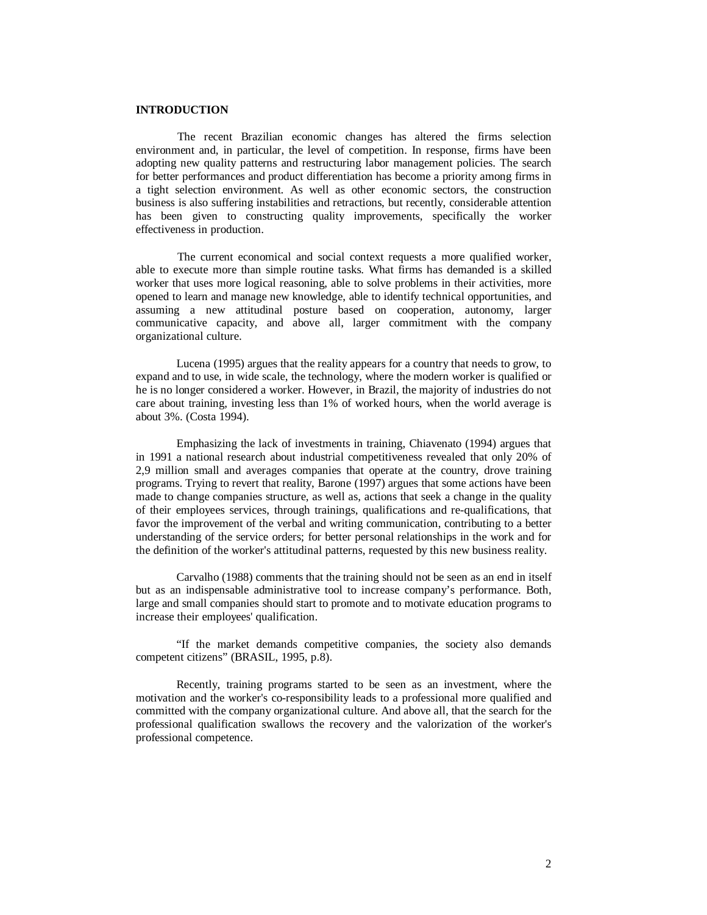## INTRODUCTION

The recent Brazilian economic changes has altered the firms selection environment and, in particular, the level of competition. In response, firms have been adopting new quality patterns and restructuring labor management policies. The search for better performances and product differentiation has become a priority among firms in a tight selection environment. As well as other economic sectors, the construction business is also suffering instabilities and retractions, but recently, considerable attention has been given to constructing quality improvements, specifically the worker effectiveness in production.

The current economical and social context requests a more qualified worker, able to execute more than simple routine tasks. What firms has demanded is a skilled worker that uses more logical reasoning, able to solve problems in their activities, more opened to learn and manage new knowledge, able to identify technical opportunities, and assuming a new attitudinal posture based on cooperation, autonomy, larger communicative capacity, and above all, larger commitment with the company organizational culture.

Lucena (1995) argues that the reality appears for a country that needs to grow, to expand and to use, in wide scale, the technology, where the modern worker is qualified or he is no longer considered a worker. However, in Brazil, the majority of industries do not care about training, investing less than 1% of worked hours, when the world average is about 3%. (Costa 1994).

Emphasizing the lack of investments in training, Chiavenato (1994) argues that in 1991 a national research about industrial competitiveness revealed that only 20% of 2,9 million small and averages companies that operate at the country, drove training programs. Trying to revert that reality, Barone (1997) argues that some actions have been made to change companies structure, as well as, actions that seek a change in the quality of their employees services, through trainings, qualifications and re-qualifications, that favor the improvement of the verbal and writing communication, contributing to a better understanding of the service orders; for better personal relationships in the work and for the definition of the worker's attitudinal patterns, requested by this new business reality.

Carvalho (1988) comments that the training should not be seen as an end in itself but as an indispensable administrative tool to increase company's performance. Both, large and small companies should start to promote and to motivate education programs to increase their employees' qualification.

"If the market demands competitive companies, the society also demands competent citizens" (BRASIL, 1995, p.8).

Recently, training programs started to be seen as an investment, where the motivation and the worker's co-responsibility leads to a professional more qualified and committed with the company organizational culture. And above all, that the search for the professional qualification swallows the recovery and the valorization of the worker's professional competence.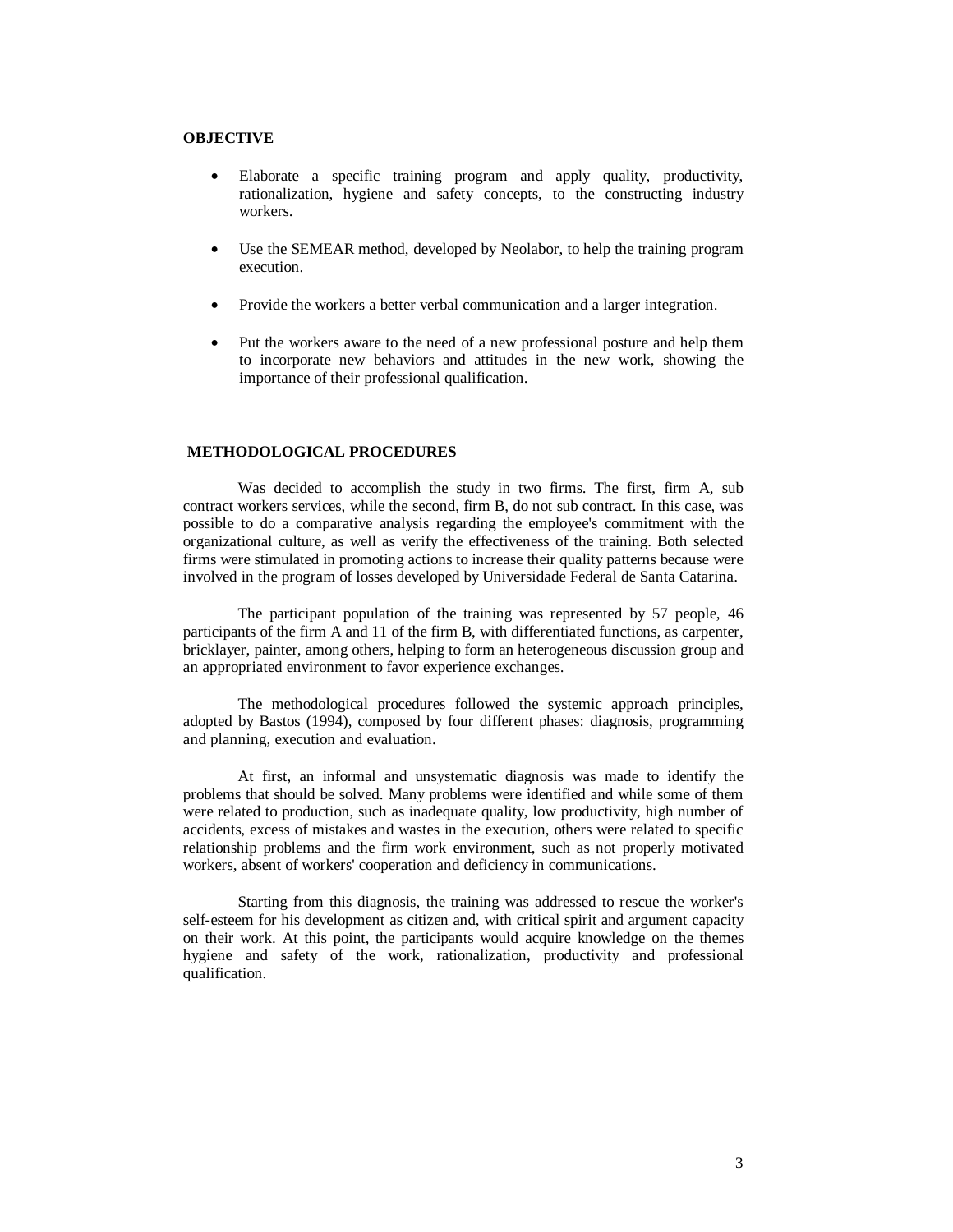## OBJECTIVE

- Elaborate a specific training program and apply quality, productivity, rationalization, hygiene and safety concepts, to the constructing industry workers.
- Use the SEMEAR method, developed by Neolabor, to help the training program execution.
- Provide the workers a better verbal communication and a larger integration.
- Put the workers aware to the need of a new professional posture and help them to incorporate new behaviors and attitudes in the new work, showing the importance of their professional qualification.

## METHODOLOGICAL PROCEDURES

Was decided to accomplish the study in two firms. The first, firm A, sub contract workers services, while the second, firm B, do not sub contract. In this case, was possible to do a comparative analysis regarding the employee's commitment with the organizational culture, as well as verify the effectiveness of the training. Both selected firms were stimulated in promoting actions to increase their quality patterns because were involved in the program of losses developed by Universidade Federal de Santa Catarina.

The participant population of the training was represented by 57 people, 46 participants of the firm A and 11 of the firm B, with differentiated functions, as carpenter, bricklayer, painter, among others, helping to form an heterogeneous discussion group and an appropriated environment to favor experience exchanges.

The methodological procedures followed the systemic approach principles, adopted by Bastos (1994), composed by four different phases: diagnosis, programming and planning, execution and evaluation.

At first, an informal and unsystematic diagnosis was made to identify the problems that should be solved. Many problems were identified and while some of them were related to production, such as inadequate quality, low productivity, high number of accidents, excess of mistakes and wastes in the execution, others were related to specific relationship problems and the firm work environment, such as not properly motivated workers, absent of workers' cooperation and deficiency in communications.

Starting from this diagnosis, the training was addressed to rescue the worker's self-esteem for his development as citizen and, with critical spirit and argument capacity on their work. At this point, the participants would acquire knowledge on the themes hygiene and safety of the work, rationalization, productivity and professional qualification.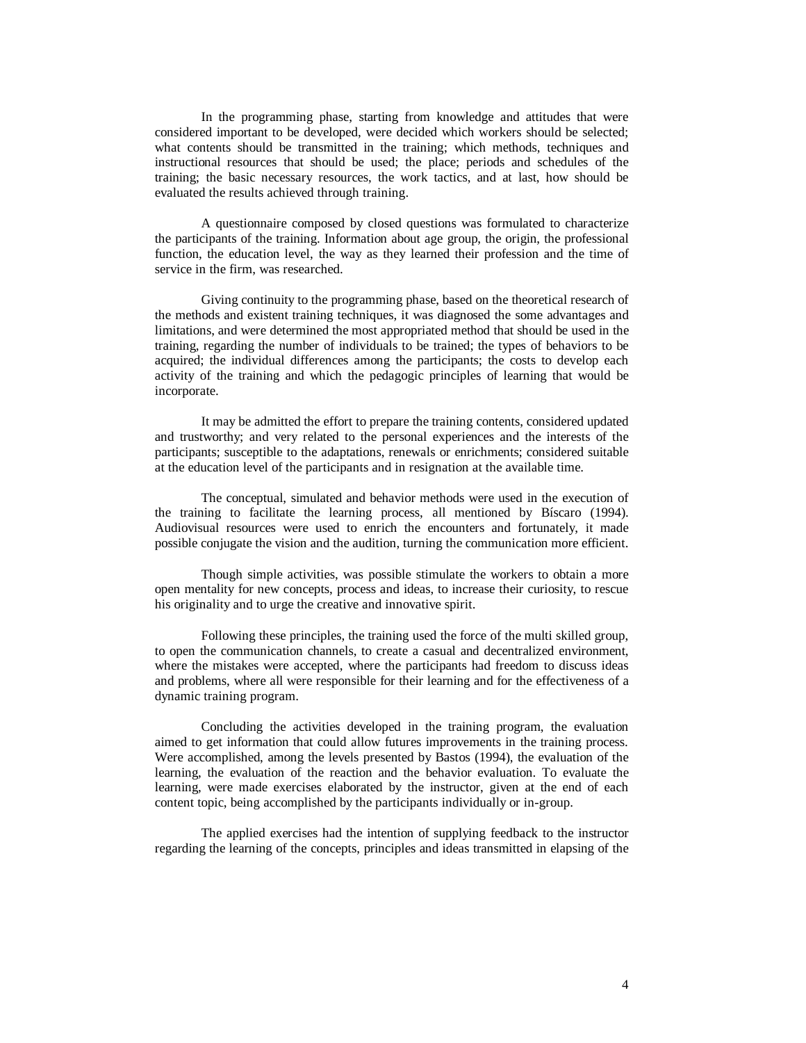In the programming phase, starting from knowledge and attitudes that were considered important to be developed, were decided which workers should be selected; what contents should be transmitted in the training; which methods, techniques and instructional resources that should be used; the place; periods and schedules of the training; the basic necessary resources, the work tactics, and at last, how should be evaluated the results achieved through training.

A questionnaire composed by closed questions was formulated to characterize the participants of the training. Information about age group, the origin, the professional function, the education level, the way as they learned their profession and the time of service in the firm, was researched.

Giving continuity to the programming phase, based on the theoretical research of the methods and existent training techniques, it was diagnosed the some advantages and limitations, and were determined the most appropriated method that should be used in the training, regarding the number of individuals to be trained; the types of behaviors to be acquired; the individual differences among the participants; the costs to develop each activity of the training and which the pedagogic principles of learning that would be incorporate.

It may be admitted the effort to prepare the training contents, considered updated and trustworthy; and very related to the personal experiences and the interests of the participants; susceptible to the adaptations, renewals or enrichments; considered suitable at the education level of the participants and in resignation at the available time.

The conceptual, simulated and behavior methods were used in the execution of the training to facilitate the learning process, all mentioned by Bíscaro (1994). Audiovisual resources were used to enrich the encounters and fortunately, it made possible conjugate the vision and the audition, turning the communication more efficient.

Though simple activities, was possible stimulate the workers to obtain a more open mentality for new concepts, process and ideas, to increase their curiosity, to rescue his originality and to urge the creative and innovative spirit.

Following these principles, the training used the force of the multi skilled group, to open the communication channels, to create a casual and decentralized environment, where the mistakes were accepted, where the participants had freedom to discuss ideas and problems, where all were responsible for their learning and for the effectiveness of a dynamic training program.

Concluding the activities developed in the training program, the evaluation aimed to get information that could allow futures improvements in the training process. Were accomplished, among the levels presented by Bastos (1994), the evaluation of the learning, the evaluation of the reaction and the behavior evaluation. To evaluate the learning, were made exercises elaborated by the instructor, given at the end of each content topic, being accomplished by the participants individually or in-group.

The applied exercises had the intention of supplying feedback to the instructor regarding the learning of the concepts, principles and ideas transmitted in elapsing of the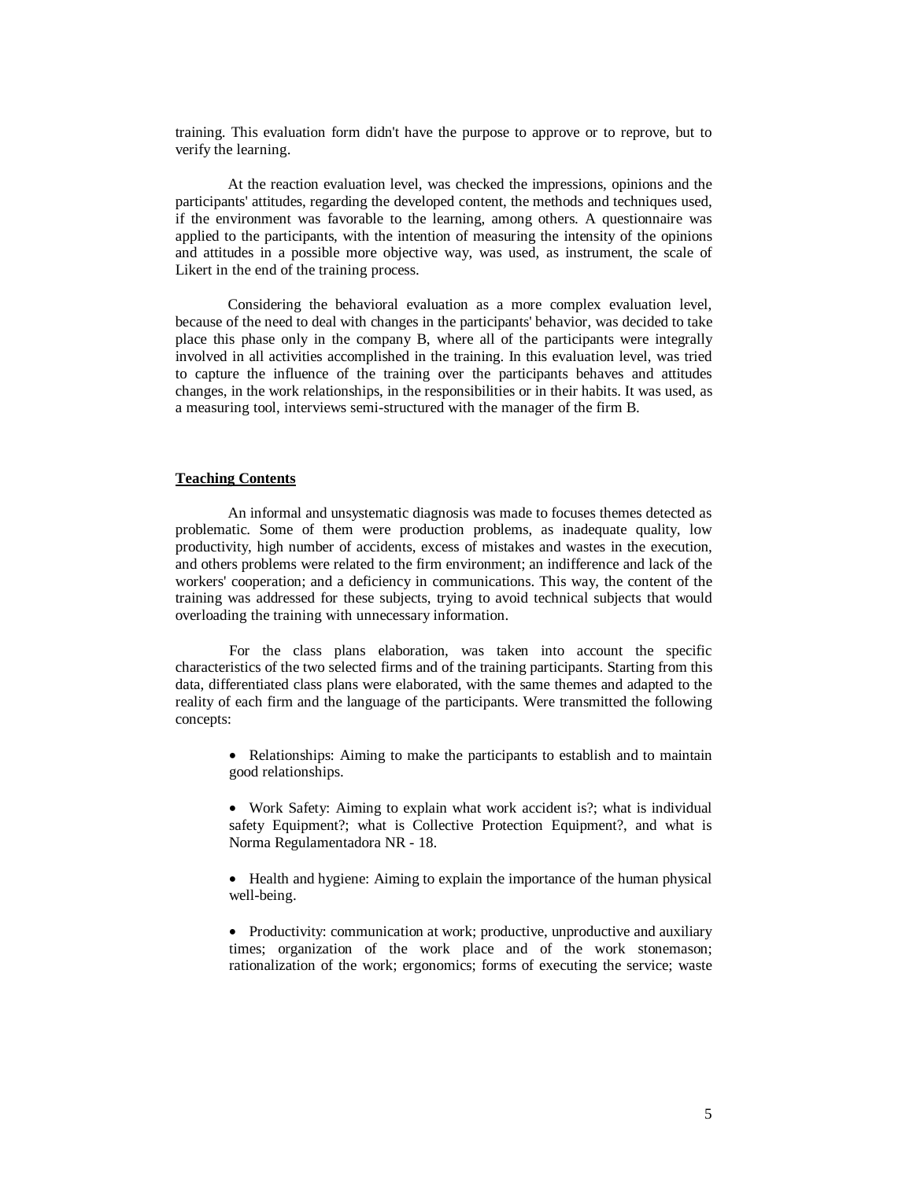training. This evaluation form didn't have the purpose to approve or to reprove, but to verify the learning.

At the reaction evaluation level, was checked the impressions, opinions and the participants' attitudes, regarding the developed content, the methods and techniques used, if the environment was favorable to the learning, among others. A questionnaire was applied to the participants, with the intention of measuring the intensity of the opinions and attitudes in a possible more objective way, was used, as instrument, the scale of Likert in the end of the training process.

Considering the behavioral evaluation as a more complex evaluation level, because of the need to deal with changes in the participants' behavior, was decided to take place this phase only in the company B, where all of the participants were integrally involved in all activities accomplished in the training. In this evaluation level, was tried to capture the influence of the training over the participants behaves and attitudes changes, in the work relationships, in the responsibilities or in their habits. It was used, as a measuring tool, interviews semi-structured with the manager of the firm B.

**Teaching Contents**

An informal and unsystematic diagnosis was made to focuses themes detected as problematic. Some of them were production problems, as inadequate quality, low productivity, high number of accidents, excess of mistakes and wastes in the execution, and others problems were related to the firm environment; an indifference and lack of the workers' cooperation; and a deficiency in communications. This way, the content of the training was addressed for these subjects, trying to avoid technical subjects that would overloading the training with unnecessary information.

For the class plans elaboration, was taken into account the specific characteristics of the two selected firms and of the training participants. Starting from this data, differentiated class plans were elaborated, with the same themes and adapted to the reality of each firm and the language of the participants. Were transmitted the following concepts:

- Relationships: Aiming to make the participants to establish and to maintain good relationships.

- Work Safety: Aiming to explain what work accident is?; what is individual safety Equipment?; what is Collective Protection Equipment?, and what is Norma Regulamentadora NR - 18.

- Health and hygiene: Aiming to explain the importance of the human physical well-being.

- Productivity: communication at work; productive, unproductive and auxiliary times; organization of the work place and of the work stonemason; rationalization of the work; ergonomics; forms of executing the service; waste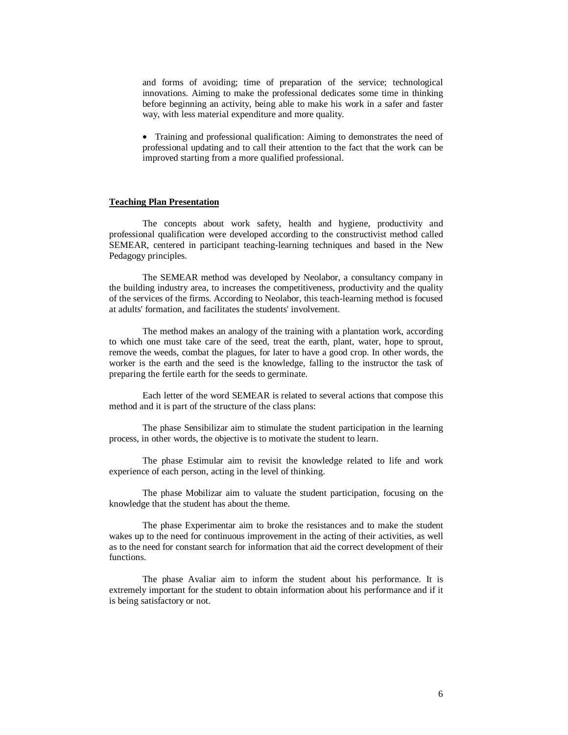and forms of avoiding; time of preparation of the service; technological innovations. Aiming to make the professional dedicates some time in thinking before beginning an activity, being able to make his work in a safer and faster way, with less material expenditure and more quality.

- Training and professional qualification: Aiming to demonstrates the need of professional updating and to call their attention to the fact that the work can be improved starting from a more qualified professional.

**Teaching Plan Presentation**

The concepts about work safety, health and hygiene, productivity and professional qualification were developed according to the constructivist method called SEMEAR, centered in participant teaching-learning techniques and based in the New Pedagogy principles.

The SEMEAR method was developed by Neolabor, a consultancy company in the building industry area, to increases the competitiveness, productivity and the quality of the services of the firms. According to Neolabor, this teach-learning method is focused at adults' formation, and facilitates the students' involvement.

The method makes an analogy of the training with a plantation work, according to which one must take care of the seed, treat the earth, plant, water, hope to sprout, remove the weeds, combat the plagues, for later to have a good crop. In other words, the worker is the earth and the seed is the knowledge, falling to the instructor the task of preparing the fertile earth for the seeds to germinate.

Each letter of the word SEMEAR is related to several actions that compose this method and it is part of the structure of the class plans:

The phase Sensibilizar aim to stimulate the student participation in the learning process, in other words, the objective is to motivate the student to learn.

The phase Estimular aim to revisit the knowledge related to life and work experience of each person, acting in the level of thinking.

The phase Mobilizar aim to valuate the student participation, focusing on the knowledge that the student has about the theme.

The phase Experimentar aim to broke the resistances and to make the student wakes up to the need for continuous improvement in the acting of their activities, as well as to the need for constant search for information that aid the correct development of their functions.

The phase Avaliar aim to inform the student about his performance. It is extremely important for the student to obtain information about his performance and if it is being satisfactory or not.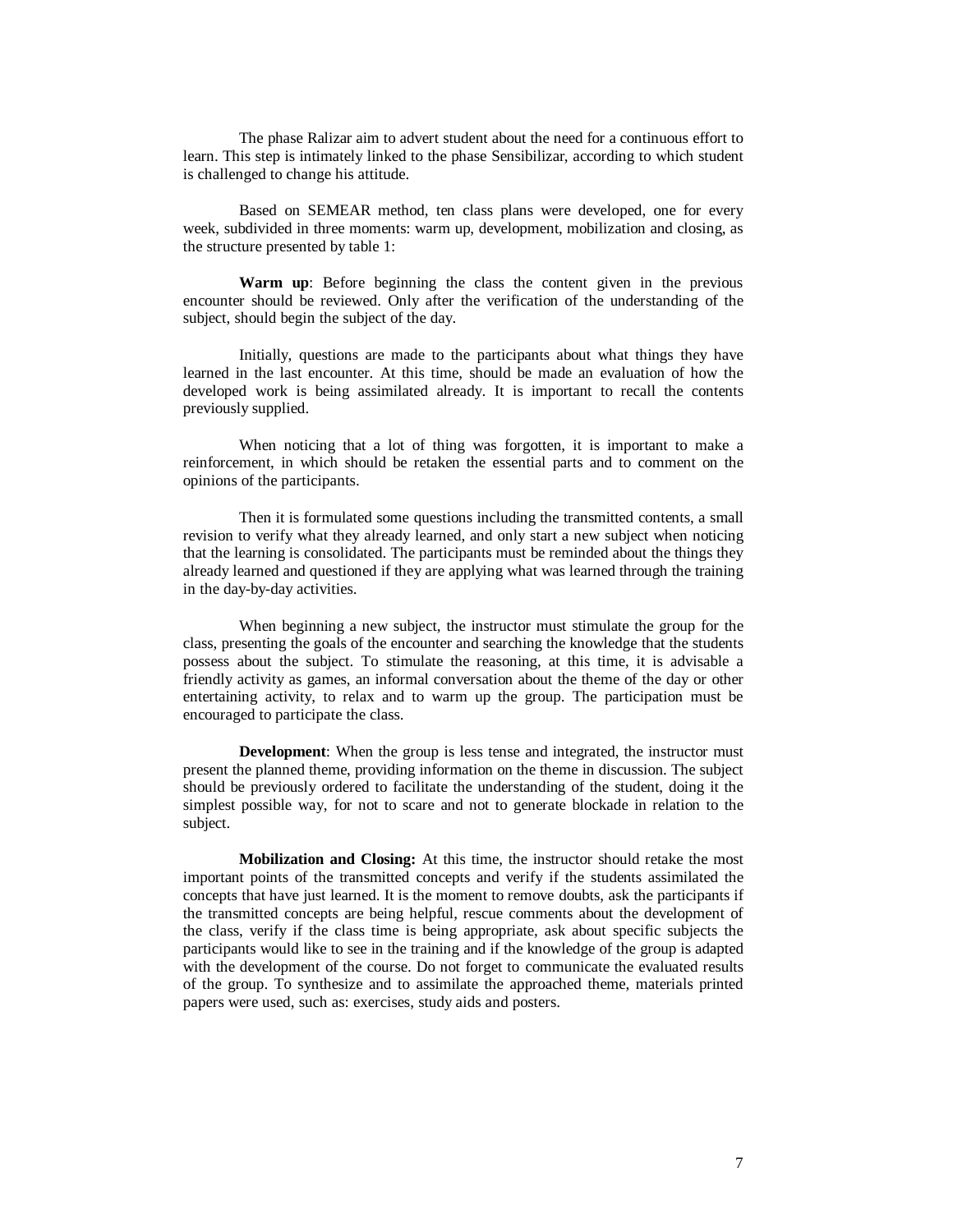The phase Ralizar aim to advert student about the need for a continuous effort to learn. This step is intimately linked to the phase Sensibilizar, according to which student is challenged to change his attitude.

Based on SEMEAR method, ten class plans were developed, one for every week, subdivided in three moments: warm up, development, mobilization and closing, as the structure presented by table 1:

**Warm up**: Before beginning the class the content given in the previous encounter should be reviewed. Only after the verification of the understanding of the subject, should begin the subject of the day.

Initially, questions are made to the participants about what things they have learned in the last encounter. At this time, should be made an evaluation of how the developed work is being assimilated already. It is important to recall the contents previously supplied.

When noticing that a lot of thing was forgotten, it is important to make a reinforcement, in which should be retaken the essential parts and to comment on the opinions of the participants.

Then it is formulated some questions including the transmitted contents, a small revision to verify what they already learned, and only start a new subject when noticing that the learning is consolidated. The participants must be reminded about the things they already learned and questioned if they are applying what was learned through the training in the day-by-day activities.

When beginning a new subject, the instructor must stimulate the group for the class, presenting the goals of the encounter and searching the knowledge that the students possess about the subject. To stimulate the reasoning, at this time, it is advisable a friendly activity as games, an informal conversation about the theme of the day or other entertaining activity, to relax and to warm up the group. The participation must be encouraged to participate the class.

**Development**: When the group is less tense and integrated, the instructor must present the planned theme, providing information on the theme in discussion. The subject should be previously ordered to facilitate the understanding of the student, doing it the simplest possible way, for not to scare and not to generate blockade in relation to the subject.

**Mobilization and Closing:** At this time, the instructor should retake the most important points of the transmitted concepts and verify if the students assimilated the concepts that have just learned. It is the moment to remove doubts, ask the participants if the transmitted concepts are being helpful, rescue comments about the development of the class, verify if the class time is being appropriate, ask about specific subjects the participants would like to see in the training and if the knowledge of the group is adapted with the development of the course. Do not forget to communicate the evaluated results of the group. To synthesize and to assimilate the approached theme, materials printed papers were used, such as: exercises, study aids and posters.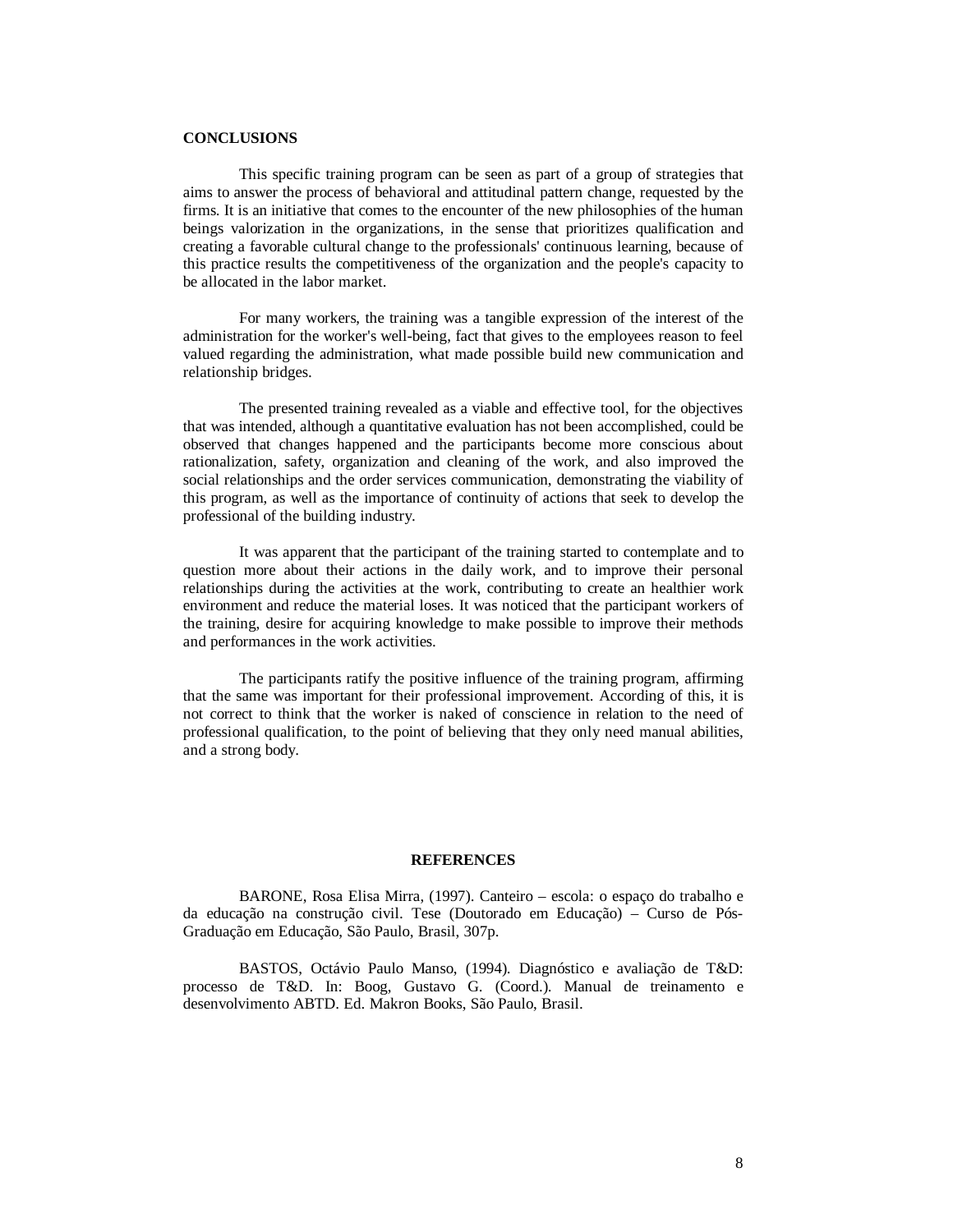## CONCLUSIONS

This specific training program can be seen as part of a group of strategies that aims to answer the process of behavioral and attitudinal pattern change, requested by the firms. It is an initiative that comes to the encounter of the new philosophies of the human beings valorization in the organizations, in the sense that prioritizes qualification and creating a favorable cultural change to the professionals' continuous learning, because of this practice results the competitiveness of the organization and the people's capacity to be allocated in the labor market.

For many workers, the training was a tangible expression of the interest of the administration for the worker's well-being, fact that gives to the employees reason to feel valued regarding the administration, what made possible build new communication and relationship bridges.

The presented training revealed as a viable and effective tool, for the objectives that was intended, although a quantitative evaluation has not been accomplished, could be observed that changes happened and the participants become more conscious about rationalization, safety, organization and cleaning of the work, and also improved the social relationships and the order services communication, demonstrating the viability of this program, as well as the importance of continuity of actions that seek to develop the professional of the building industry.

It was apparent that the participant of the training started to contemplate and to question more about their actions in the daily work, and to improve their personal relationships during the activities at the work, contributing to create an healthier work environment and reduce the material loses. It was noticed that the participant workers of the training, desire for acquiring knowledge to make possible to improve their methods and performances in the work activities.

The participants ratify the positive influence of the training program, affirming that the same was important for their professional improvement. According of this, it is not correct to think that the worker is naked of conscience in relation to the need of professional qualification, to the point of believing that they only need manual abilities, and a strong body.

## REFERENCES

BARONE, Rosa Elisa Mirra, (1997). Canteiro – escola: o espaço do trabalho e da educação na construção civil. Tese (Doutorado em Educação) – Curso de Pós-Graduação em Educação, São Paulo, Brasil, 307p.

BASTOS, Octávio Paulo Manso, (1994). Diagnóstico e avaliação de T&D: processo de T&D. In: Boog, Gustavo G. (Coord.). Manual de treinamento e desenvolvimento ABTD. Ed. Makron Books, São Paulo, Brasil.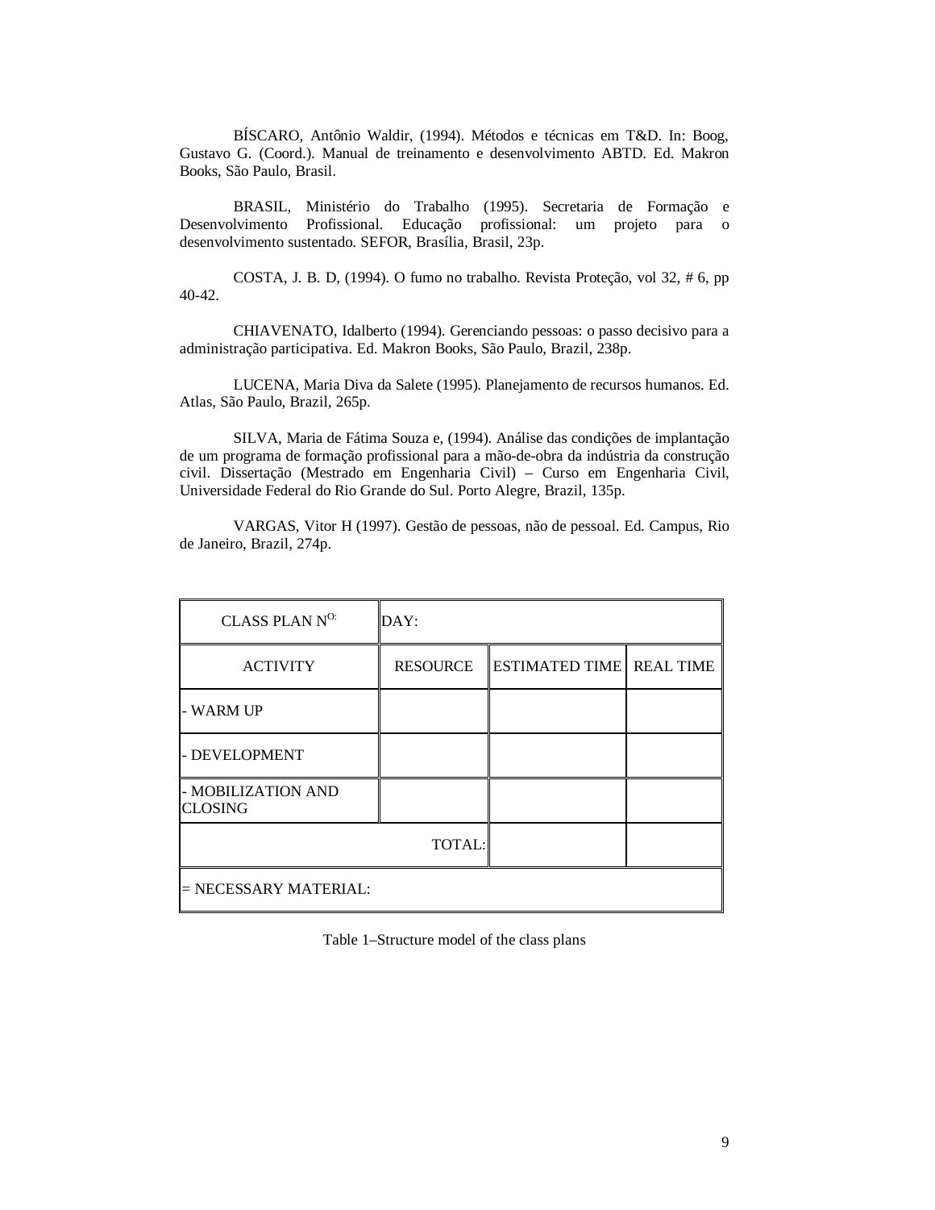BÍSCARO, Antônio Waldir, (1994). Métodos e técnicas em T&D. In: Boog, Gustavo G. (Coord.). Manual de treinamento e desenvolvimento ABTD. Ed. Makron Books, São Paulo, Brasil.

BRASIL, Ministério do Trabalho (1995). Secretaria de Formação e Desenvolvimento Profissional. Educação profissional: um projeto para o desenvolvimento sustentado. SEFOR, Brasília, Brasil, 23p.

COSTA, J. B. D, (1994). O fumo no trabalho. Revista Proteção, vol 32, # 6, pp 40-42.

CHIAVENATO, Idalberto (1994). Gerenciando pessoas: o passo decisivo para a administração participativa. Ed. Makron Books, São Paulo, Brazil, 238p.

LUCENA, Maria Diva da Salete (1995). Planejamento de recursos humanos. Ed. Atlas, São Paulo, Brazil, 265p.

SILVA, Maria de Fátima Souza e, (1994). Análise das condições de implantação de um programa de formação profissional para a mão-de-obra da indústria da construção civil. Dissertação (Mestrado em Engenharia Civil) – Curso em Engenharia Civil, Universidade Federal do Rio Grande do Sul. Porto Alegre, Brazil, 135p.

VARGAS, Vitor H (1997). Gestão de pessoas, não de pessoal. Ed. Campus, Rio de Janeiro, Brazil, 274p.

| CLASS PLAN N$^{O:}$ | DAY: | | |
|---|---|---|---|
| ACTIVITY | RESOURCE | ESTIMATED TIME | REAL TIME |
| - WARM UP | | | |
| - DEVELOPMENT | | | |
| - MOBILIZATION AND CLOSING | | | |
| | TOTAL: | | |
| = NECESSARY MATERIAL: | | | |

Table 1–Structure model of the class plans